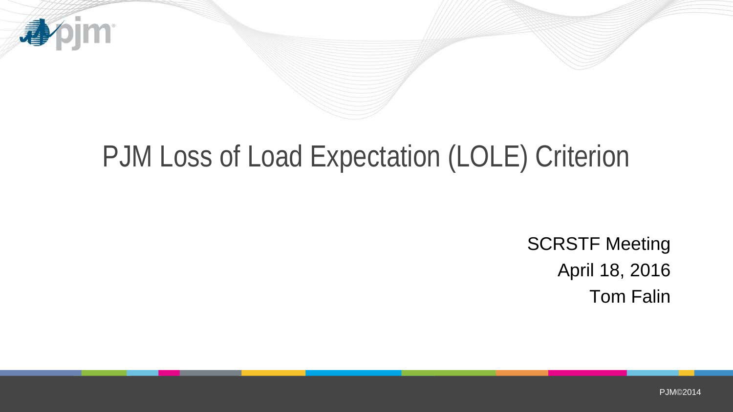# PJM Loss of Load Expectation (LOLE) Criterion

SCRSTF Meeting

April 18, 2016

Tom Falin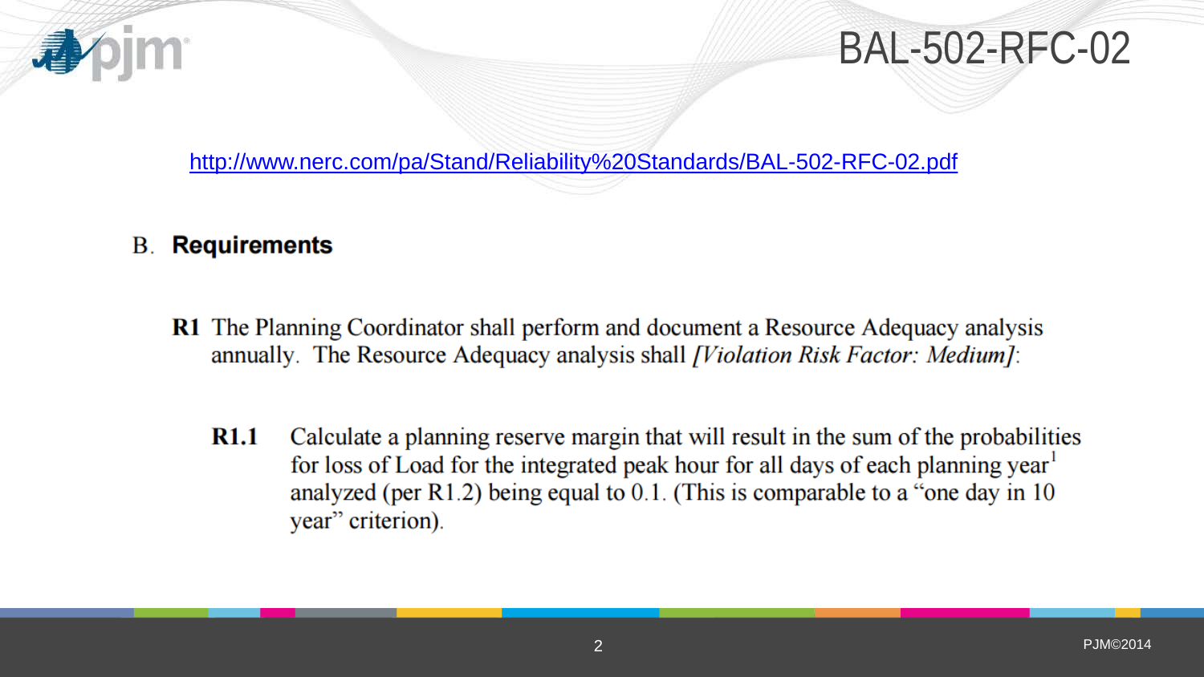# BAL-502-RFC-02

http://www.nerc.com/pa/Stand/Reliability%20Standards/BAL-502-RFC-02.pdf

## B. Requirements

**R1** The Planning Coordinator shall perform and document a Resource Adequacy analysis annually. The Resource Adequacy analysis shall *[Violation Risk Factor: Medium]*:

**R1.1** Calculate a planning reserve margin that will result in the sum of the probabilities for loss of Load for the integrated peak hour for all days of each planning year[1] analyzed (per R1.2) being equal to 0.1. (This is comparable to a "one day in 10 year" criterion).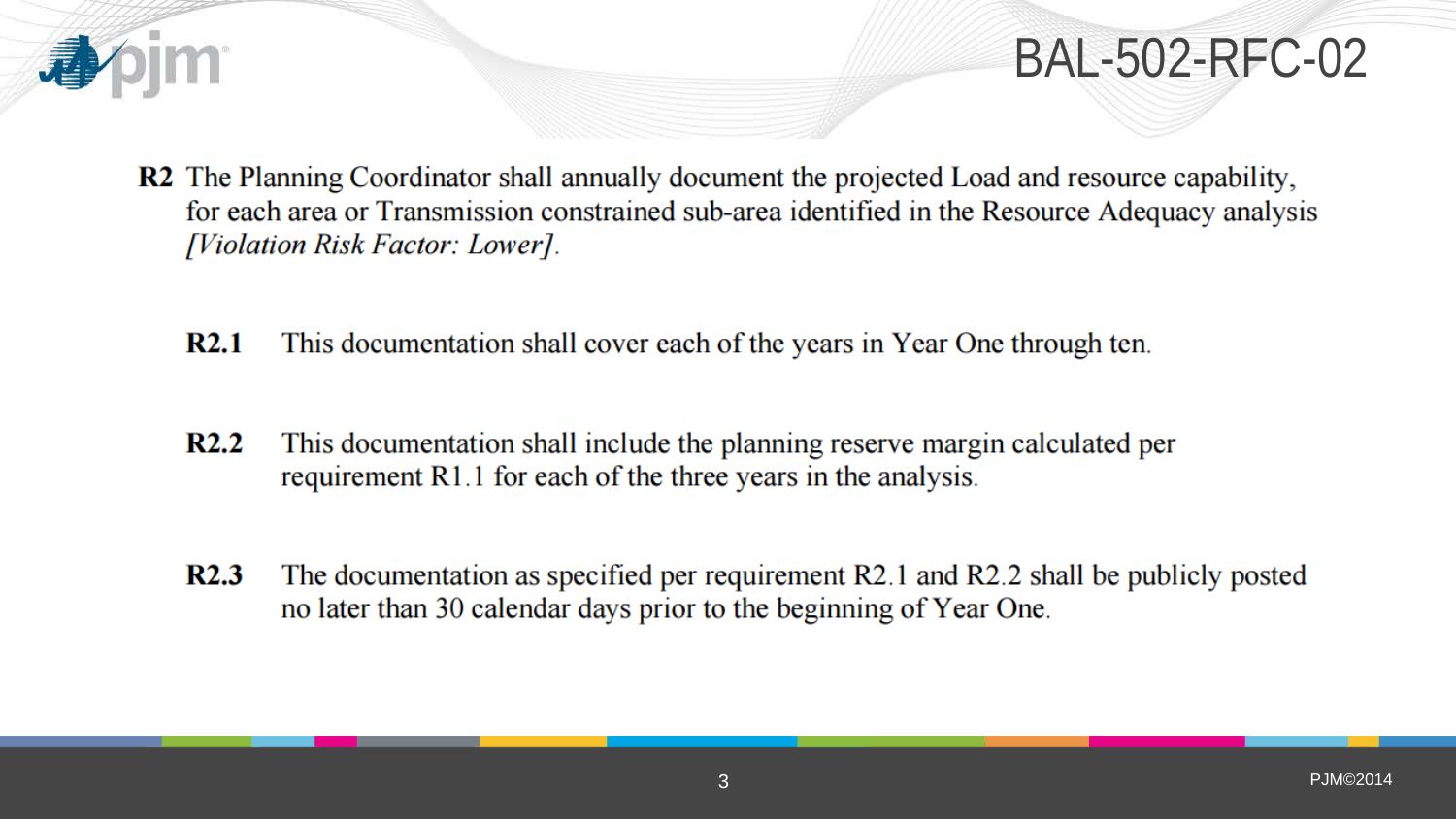# BAL-502-RFC-02

**R2** The Planning Coordinator shall annually document the projected Load and resource capability, for each area or Transmission constrained sub-area identified in the Resource Adequacy analysis *[Violation Risk Factor: Lower]*.

**R2.1** This documentation shall cover each of the years in Year One through ten.

**R2.2** This documentation shall include the planning reserve margin calculated per requirement R1.1 for each of the three years in the analysis.

**R2.3** The documentation as specified per requirement R2.1 and R2.2 shall be publicly posted no later than 30 calendar days prior to the beginning of Year One.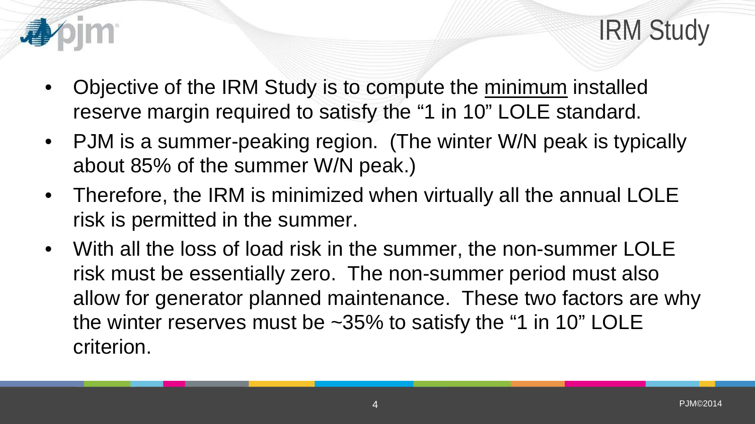# IRM Study

- Objective of the IRM Study is to compute the minimum installed reserve margin required to satisfy the "1 in 10" LOLE standard.
- PJM is a summer-peaking region. (The winter W/N peak is typically about 85% of the summer W/N peak.)
- Therefore, the IRM is minimized when virtually all the annual LOLE risk is permitted in the summer.
- With all the loss of load risk in the summer, the non-summer LOLE risk must be essentially zero. The non-summer period must also allow for generator planned maintenance. These two factors are why the winter reserves must be ~35% to satisfy the "1 in 10" LOLE criterion.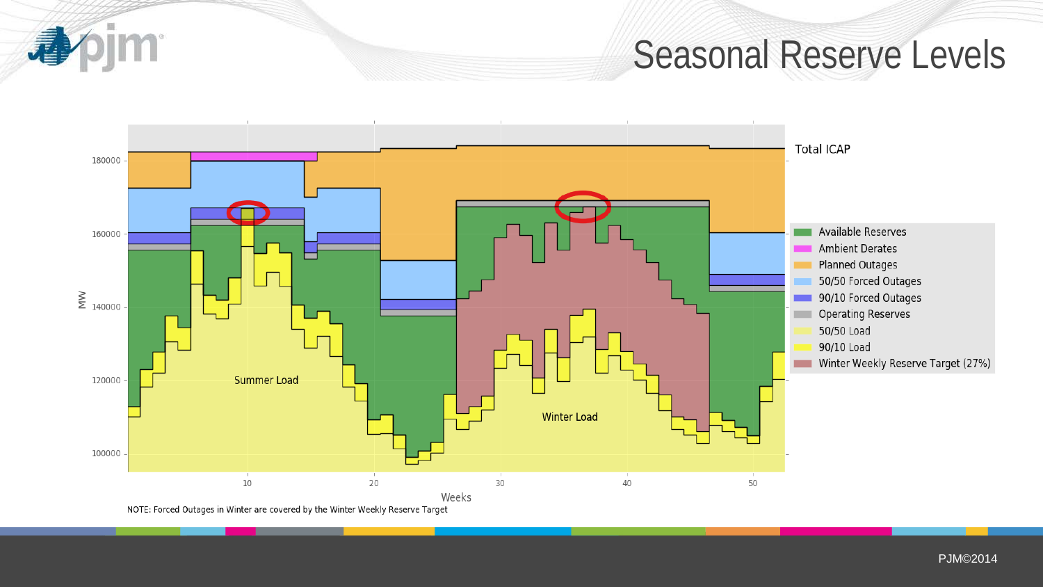# Seasonal Reserve Levels

NOTE: Forced Outages in Winter are covered by the Winter Weekly Reserve Target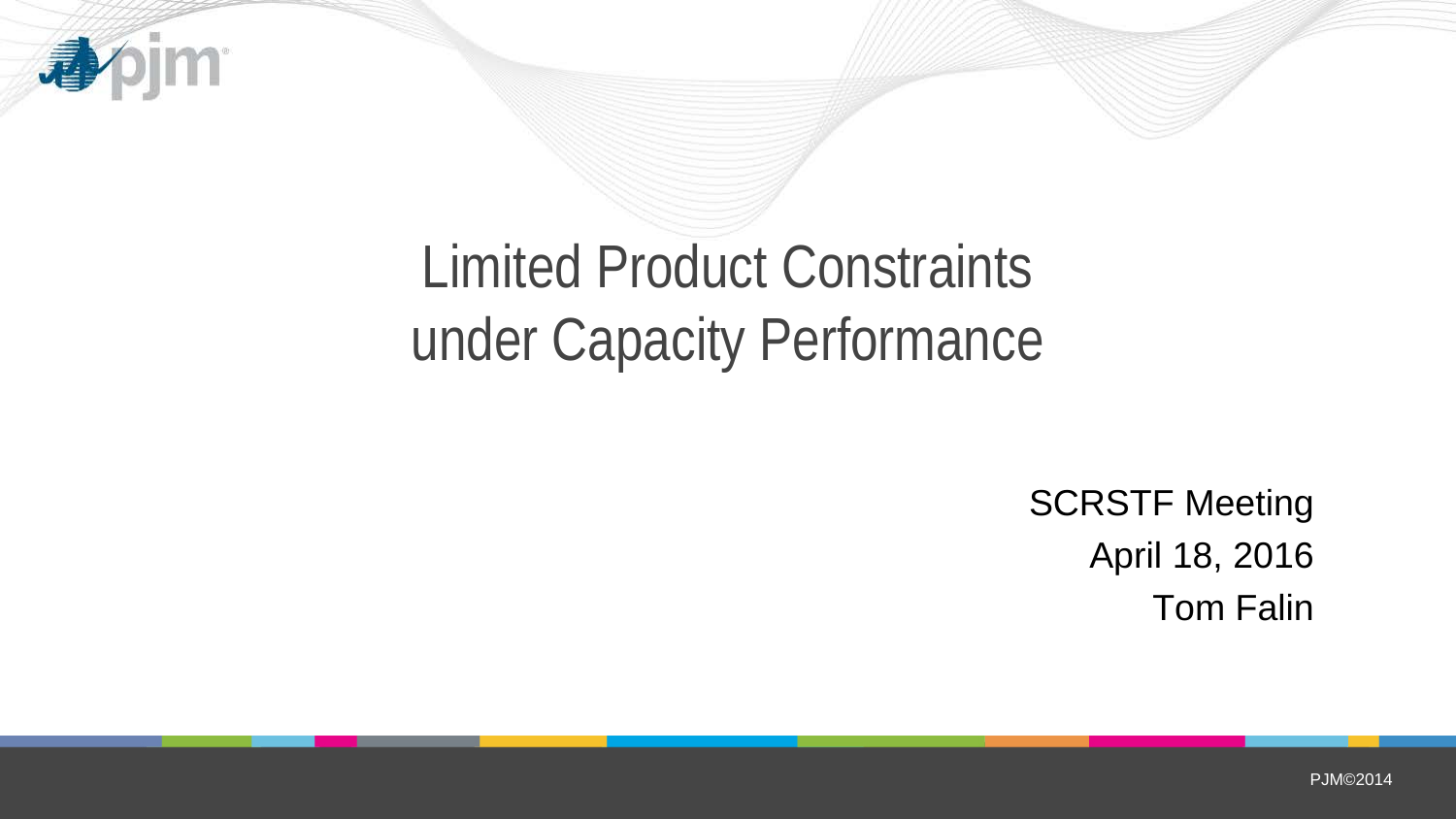# Limited Product Constraints under Capacity Performance

SCRSTF Meeting

April 18, 2016

Tom Falin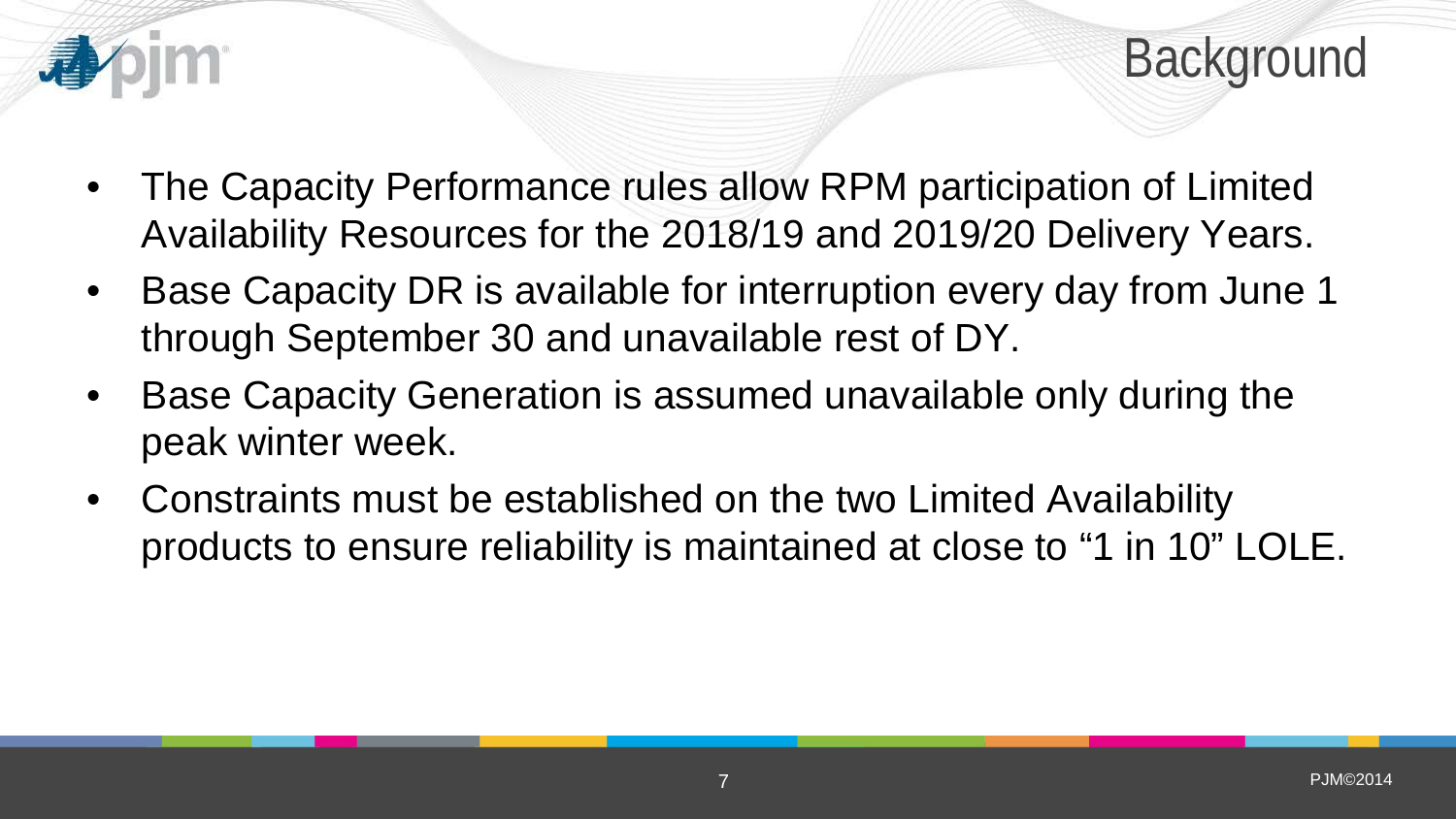# Background

- The Capacity Performance rules allow RPM participation of Limited Availability Resources for the 2018/19 and 2019/20 Delivery Years.
- Base Capacity DR is available for interruption every day from June 1 through September 30 and unavailable rest of DY.
- Base Capacity Generation is assumed unavailable only during the peak winter week.
- Constraints must be established on the two Limited Availability products to ensure reliability is maintained at close to "1 in 10" LOLE.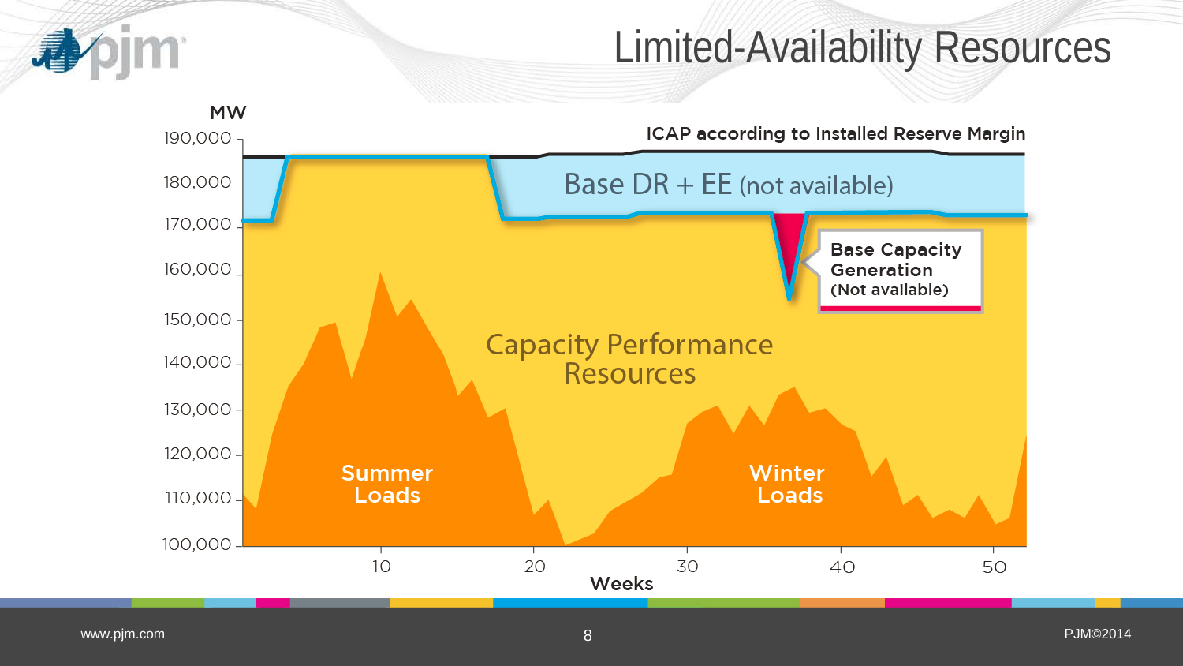# Limited-Availability Resources

MW

190,000
180,000
170,000
160,000
150,000
140,000
130,000
120,000
110,000
100,000

ICAP according to Installed Reserve Margin

Base DR + EE (not available)

Base Capacity Generation (Not available)

Capacity Performance Resources

Summer Loads

Winter Loads

10 20 30 40 50

Weeks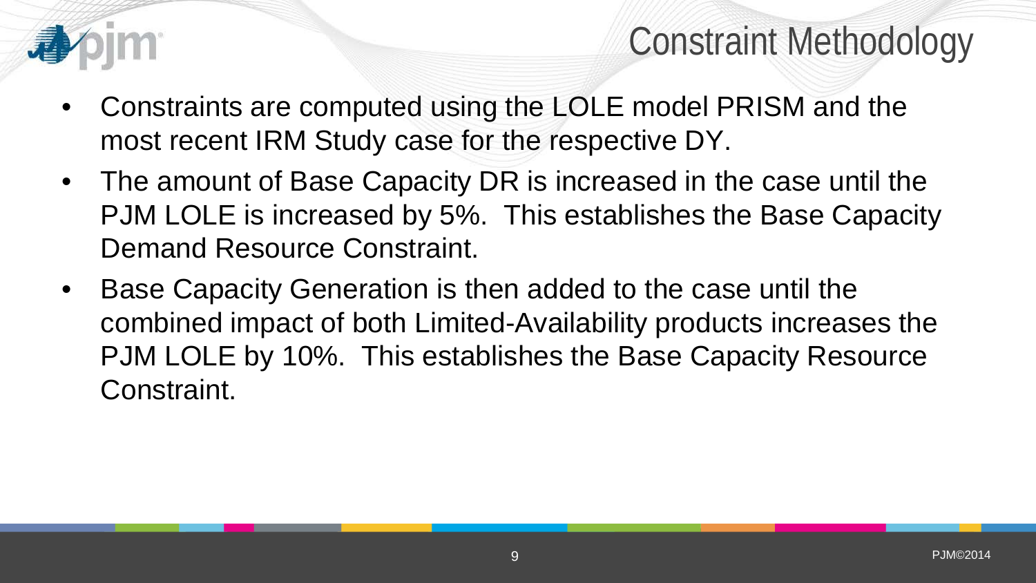# Constraint Methodology

- Constraints are computed using the LOLE model PRISM and the most recent IRM Study case for the respective DY.
- The amount of Base Capacity DR is increased in the case until the PJM LOLE is increased by 5%. This establishes the Base Capacity Demand Resource Constraint.
- Base Capacity Generation is then added to the case until the combined impact of both Limited-Availability products increases the PJM LOLE by 10%. This establishes the Base Capacity Resource Constraint.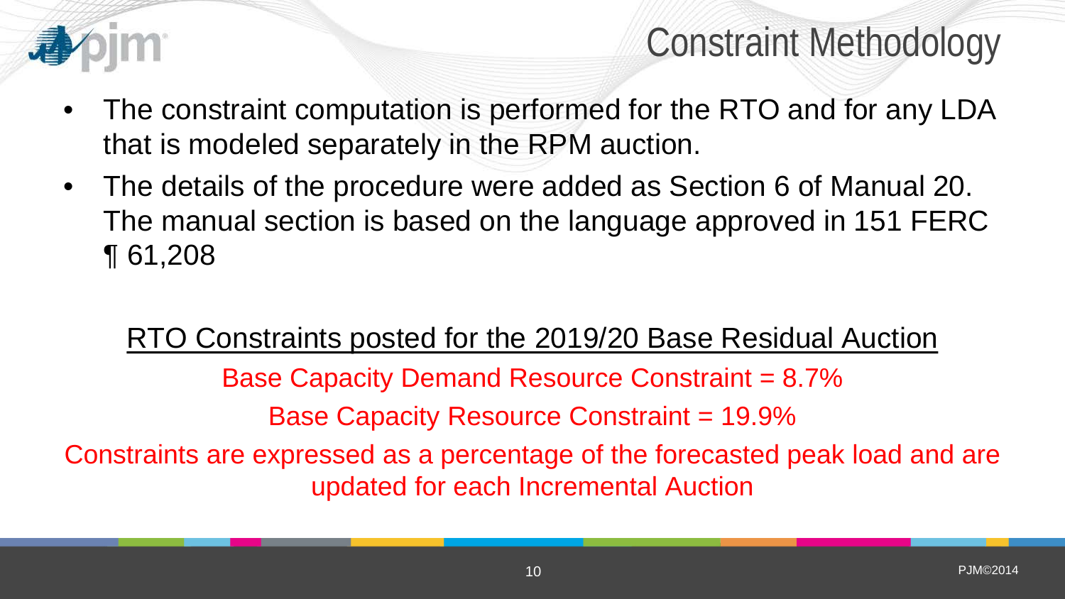# Constraint Methodology

- The constraint computation is performed for the RTO and for any LDA that is modeled separately in the RPM auction.
- The details of the procedure were added as Section 6 of Manual 20. The manual section is based on the language approved in 151 FERC ¶ 61,208

<u>RTO Constraints posted for the 2019/20 Base Residual Auction</u>

Base Capacity Demand Resource Constraint = 8.7%

Base Capacity Resource Constraint = 19.9%

Constraints are expressed as a percentage of the forecasted peak load and are updated for each Incremental Auction